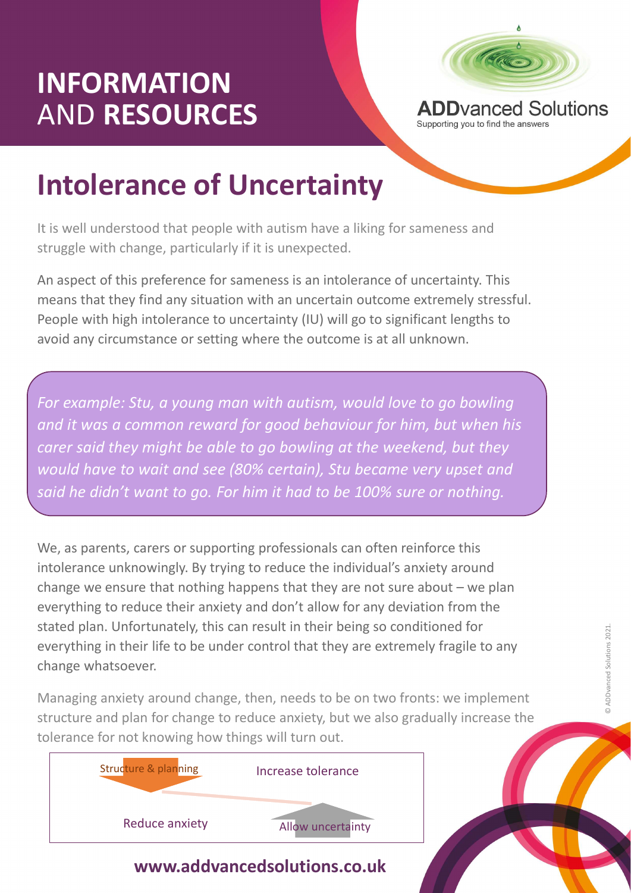# INFORMATION AND RESOURCES

**ADDvanced Solutions**
Supporting you to find the answers

## Intolerance of Uncertainty

It is well understood that people with autism have a liking for sameness and struggle with change, particularly if it is unexpected.

An aspect of this preference for sameness is an intolerance of uncertainty. This means that they find any situation with an uncertain outcome extremely stressful. People with high intolerance to uncertainty (IU) will go to significant lengths to avoid any circumstance or setting where the outcome is at all unknown.

*For example: Stu, a young man with autism, would love to go bowling and it was a common reward for good behaviour for him, but when his carer said they might be able to go bowling at the weekend, but they would have to wait and see (80% certain), Stu became very upset and said he didn't want to go. For him it had to be 100% sure or nothing.*

We, as parents, carers or supporting professionals can often reinforce this intolerance unknowingly. By trying to reduce the individual's anxiety around change we ensure that nothing happens that they are not sure about – we plan everything to reduce their anxiety and don't allow for any deviation from the stated plan. Unfortunately, this can result in their being so conditioned for everything in their life to be under control that they are extremely fragile to any change whatsoever.

Managing anxiety around change, then, needs to be on two fronts: we implement structure and plan for change to reduce anxiety, but we also gradually increase the tolerance for not knowing how things will turn out.

Structure & planning → Reduce anxiety

Increase tolerance ← Allow uncertainty

© ADDvanced Solutions 2021.

**www.addvancedsolutions.co.uk**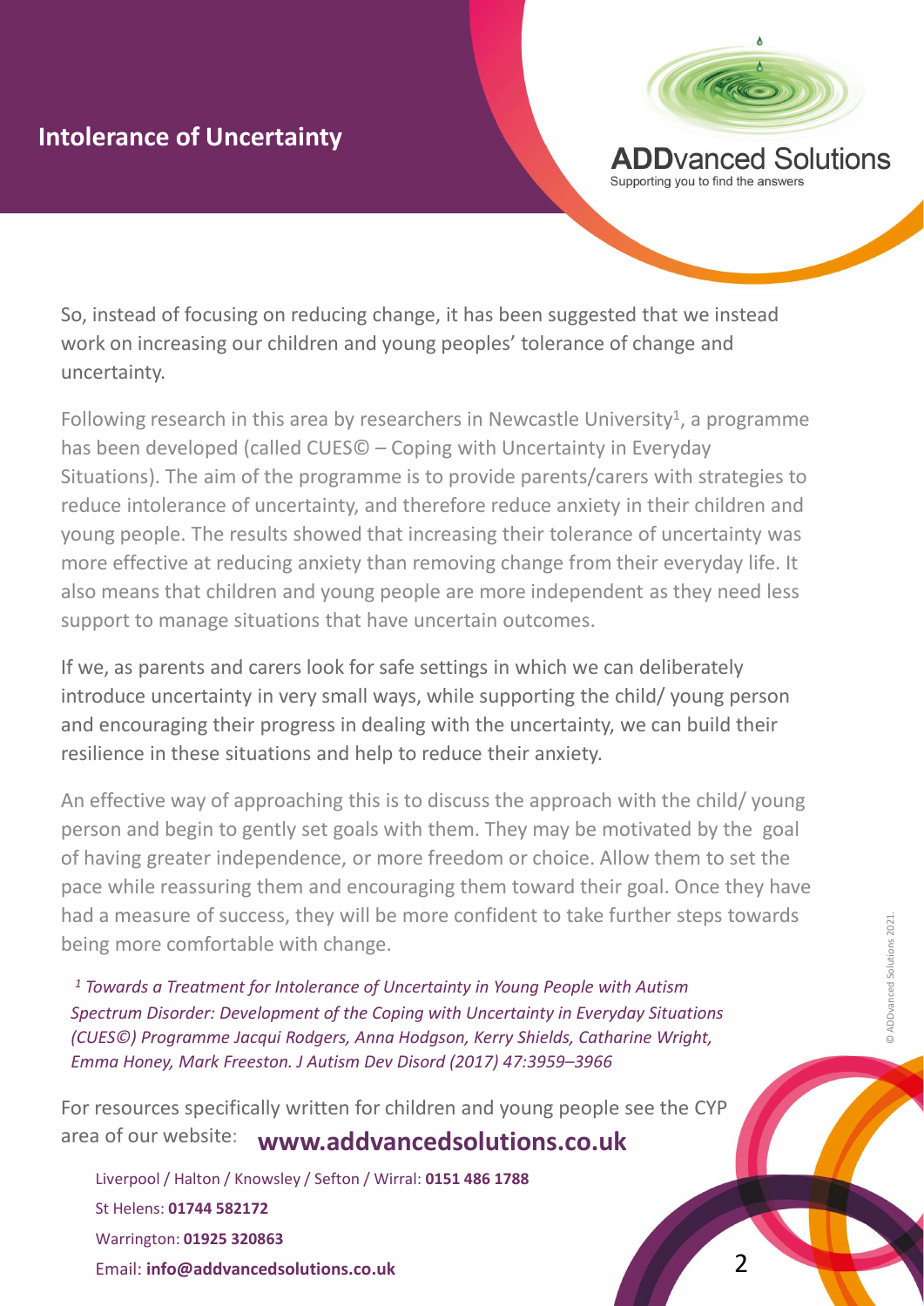## Intolerance of Uncertainty

**ADDvanced Solutions**
Supporting you to find the answers

So, instead of focusing on reducing change, it has been suggested that we instead work on increasing our children and young peoples' tolerance of change and uncertainty.

Following research in this area by researchers in Newcastle University[1], a programme has been developed (called CUES© – Coping with Uncertainty in Everyday Situations). The aim of the programme is to provide parents/carers with strategies to reduce intolerance of uncertainty, and therefore reduce anxiety in their children and young people. The results showed that increasing their tolerance of uncertainty was more effective at reducing anxiety than removing change from their everyday life. It also means that children and young people are more independent as they need less support to manage situations that have uncertain outcomes.

If we, as parents and carers look for safe settings in which we can deliberately introduce uncertainty in very small ways, while supporting the child/ young person and encouraging their progress in dealing with the uncertainty, we can build their resilience in these situations and help to reduce their anxiety.

An effective way of approaching this is to discuss the approach with the child/ young person and begin to gently set goals with them. They may be motivated by the goal of having greater independence, or more freedom or choice. Allow them to set the pace while reassuring them and encouraging them toward their goal. Once they have had a measure of success, they will be more confident to take further steps towards being more comfortable with change.

*[1] Towards a Treatment for Intolerance of Uncertainty in Young People with Autism Spectrum Disorder: Development of the Coping with Uncertainty in Everyday Situations (CUES©) Programme Jacqui Rodgers, Anna Hodgson, Kerry Shields, Catharine Wright, Emma Honey, Mark Freeston. J Autism Dev Disord (2017) 47:3959–3966*

For resources specifically written for children and young people see the CYP area of our website: **www.addvancedsolutions.co.uk**

Liverpool / Halton / Knowsley / Sefton / Wirral: **0151 486 1788**

St Helens: **01744 582172**

Warrington: **01925 320863**

Email: **info@addvancedsolutions.co.uk**

© ADDvanced Solutions 2021.